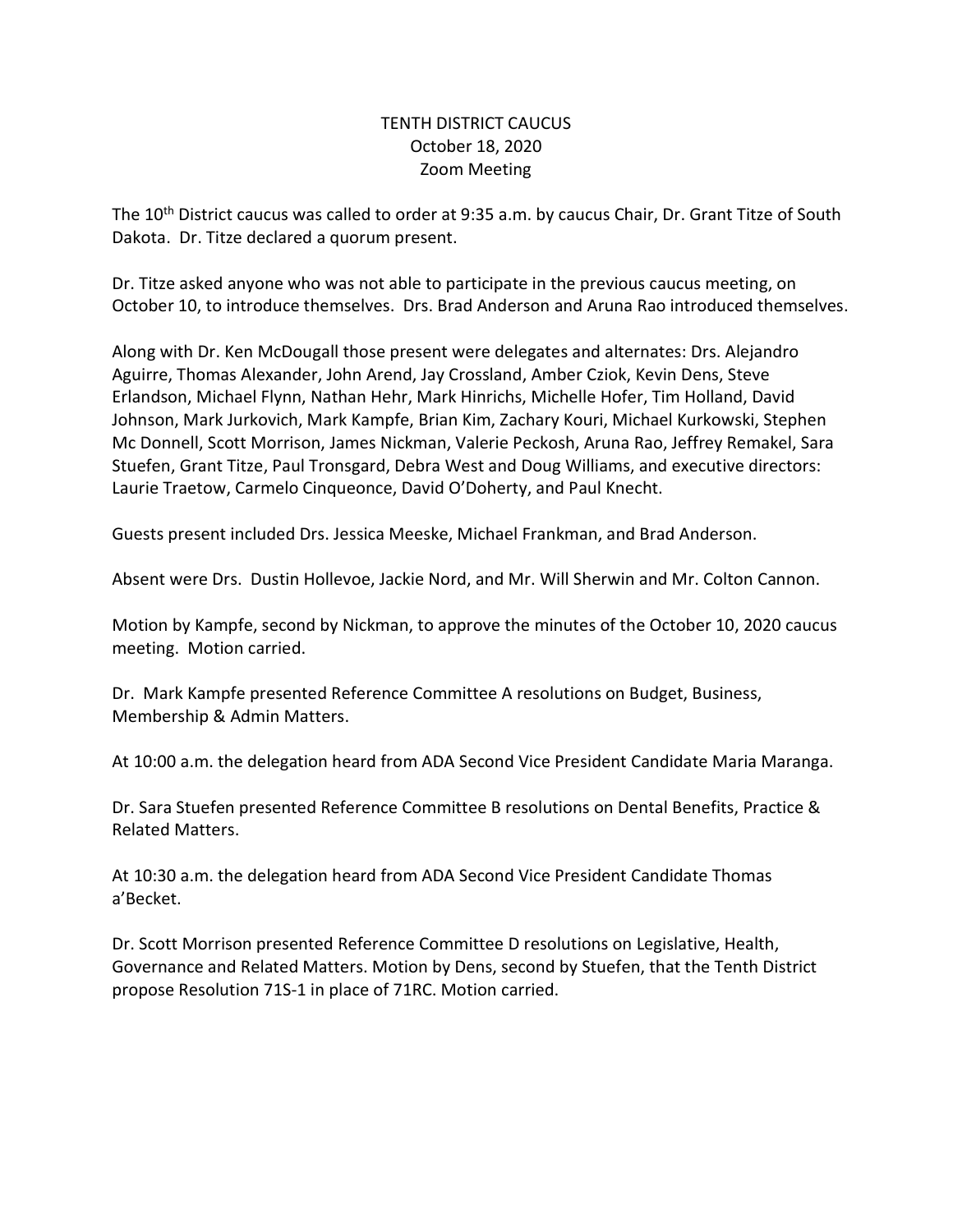# TENTH DISTRICT CAUCUS
## October 18, 2020
## Zoom Meeting

The 10th District caucus was called to order at 9:35 a.m. by caucus Chair, Dr. Grant Titze of South Dakota. Dr. Titze declared a quorum present.

Dr. Titze asked anyone who was not able to participate in the previous caucus meeting, on October 10, to introduce themselves. Drs. Brad Anderson and Aruna Rao introduced themselves.

Along with Dr. Ken McDougall those present were delegates and alternates: Drs. Alejandro Aguirre, Thomas Alexander, John Arend, Jay Crossland, Amber Cziok, Kevin Dens, Steve Erlandson, Michael Flynn, Nathan Hehr, Mark Hinrichs, Michelle Hofer, Tim Holland, David Johnson, Mark Jurkovich, Mark Kampfe, Brian Kim, Zachary Kouri, Michael Kurkowski, Stephen Mc Donnell, Scott Morrison, James Nickman, Valerie Peckosh, Aruna Rao, Jeffrey Remakel, Sara Stuefen, Grant Titze, Paul Tronsgard, Debra West and Doug Williams, and executive directors: Laurie Traetow, Carmelo Cinqueonce, David O'Doherty, and Paul Knecht.

Guests present included Drs. Jessica Meeske, Michael Frankman, and Brad Anderson.

Absent were Drs. Dustin Hollevoe, Jackie Nord, and Mr. Will Sherwin and Mr. Colton Cannon.

Motion by Kampfe, second by Nickman, to approve the minutes of the October 10, 2020 caucus meeting. Motion carried.

Dr. Mark Kampfe presented Reference Committee A resolutions on Budget, Business, Membership & Admin Matters.

At 10:00 a.m. the delegation heard from ADA Second Vice President Candidate Maria Maranga.

Dr. Sara Stuefen presented Reference Committee B resolutions on Dental Benefits, Practice & Related Matters.

At 10:30 a.m. the delegation heard from ADA Second Vice President Candidate Thomas a'Becket.

Dr. Scott Morrison presented Reference Committee D resolutions on Legislative, Health, Governance and Related Matters. Motion by Dens, second by Stuefen, that the Tenth District propose Resolution 71S-1 in place of 71RC. Motion carried.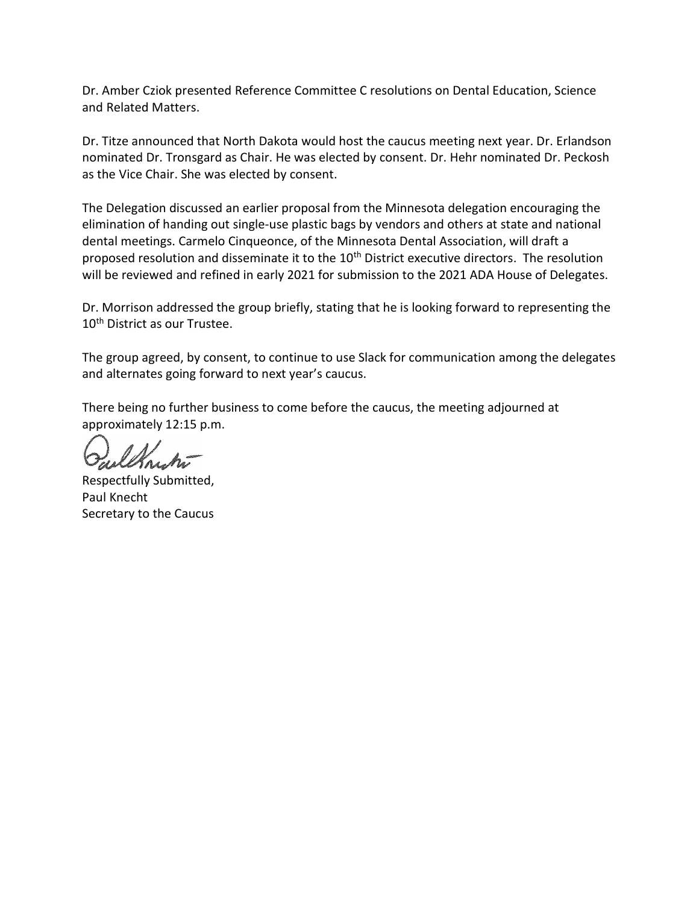Dr. Amber Cziok presented Reference Committee C resolutions on Dental Education, Science and Related Matters.

Dr. Titze announced that North Dakota would host the caucus meeting next year. Dr. Erlandson nominated Dr. Tronsgard as Chair. He was elected by consent. Dr. Hehr nominated Dr. Peckosh as the Vice Chair. She was elected by consent.

The Delegation discussed an earlier proposal from the Minnesota delegation encouraging the elimination of handing out single-use plastic bags by vendors and others at state and national dental meetings. Carmelo Cinqueonce, of the Minnesota Dental Association, will draft a proposed resolution and disseminate it to the 10th District executive directors. The resolution will be reviewed and refined in early 2021 for submission to the 2021 ADA House of Delegates.

Dr. Morrison addressed the group briefly, stating that he is looking forward to representing the 10th District as our Trustee.

The group agreed, by consent, to continue to use Slack for communication among the delegates and alternates going forward to next year's caucus.

There being no further business to come before the caucus, the meeting adjourned at approximately 12:15 p.m.

Respectfully Submitted,
Paul Knecht
Secretary to the Caucus